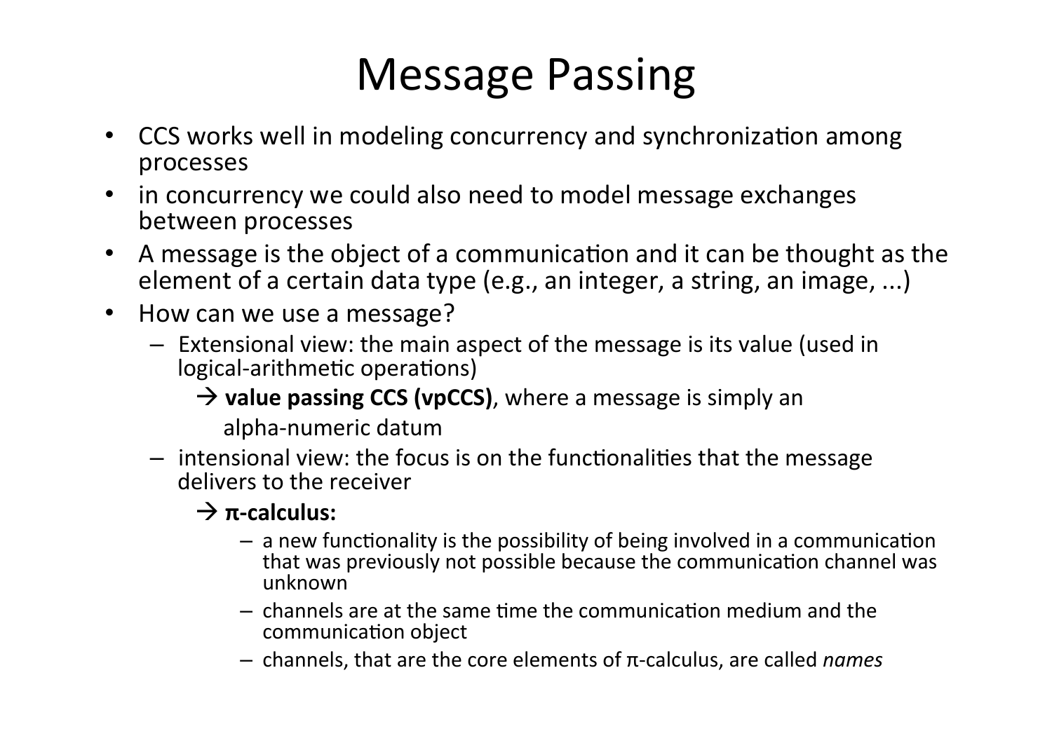# Message Passing

- CCS works well in modeling concurrency and synchronization among processes
- in concurrency we could also need to model message exchanges between processes
- A message is the object of a communication and it can be thought as the element of a certain data type (e.g., an integer, a string, an image, ...)
- How can we use a message?
  - Extensional view: the main aspect of the message is its value (used in logical-arithmetic operations)

    → **value passing CCS (vpCCS)**, where a message is simply an alpha-numeric datum
  - intensional view: the focus is on the functionalities that the message delivers to the receiver

    → **π-calculus:**
    - a new functionality is the possibility of being involved in a communication that was previously not possible because the communication channel was unknown
    - channels are at the same time the communication medium and the communication object
    - channels, that are the core elements of π-calculus, are called *names*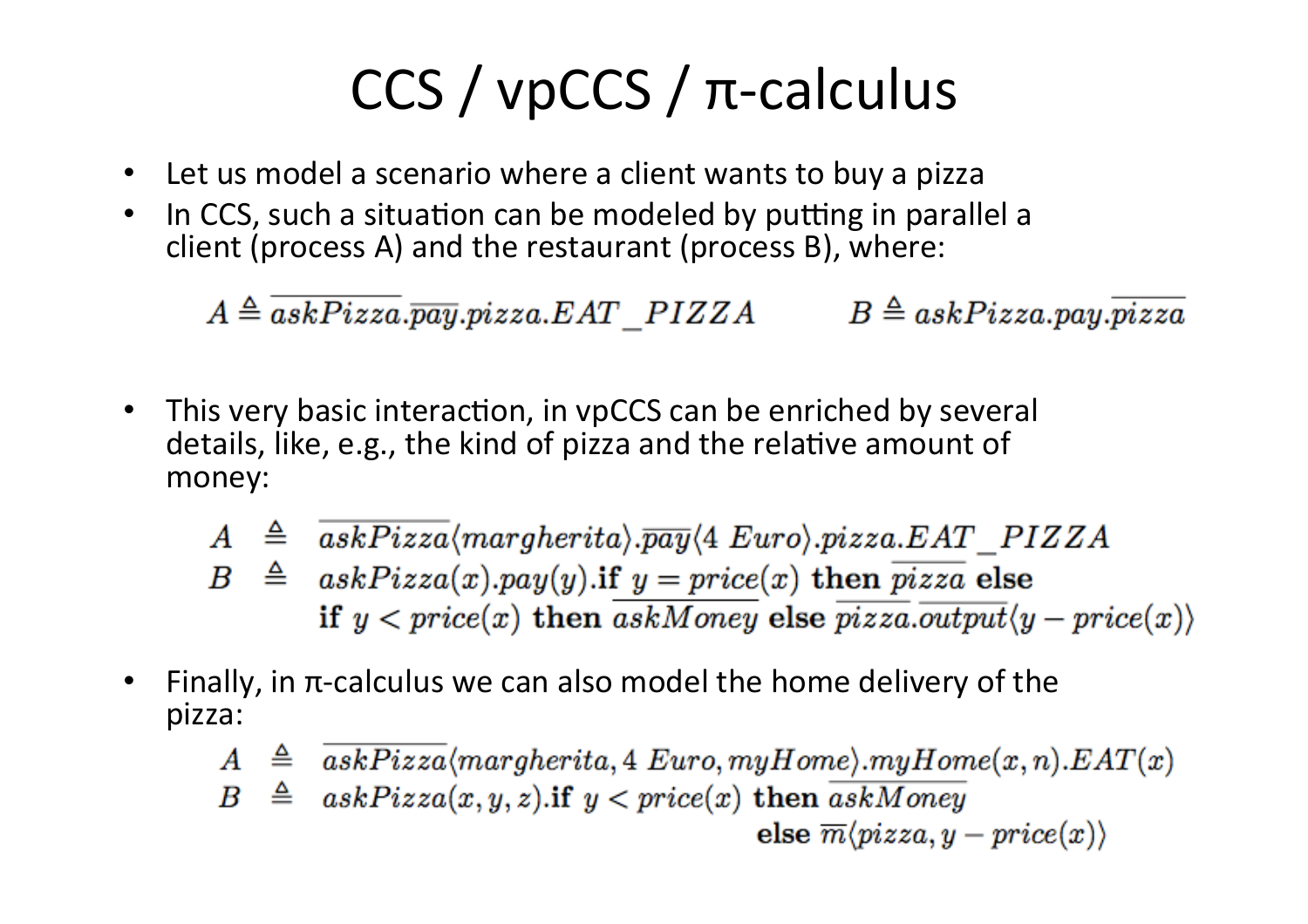# CCS / vpCCS / π-calculus

- Let us model a scenario where a client wants to buy a pizza
- In CCS, such a situation can be modeled by putting in parallel a client (process A) and the restaurant (process B), where:

$$A \triangleq \overline{askPizza}.\overline{pay}.pizza.EAT\_PIZZA \qquad B \triangleq askPizza.pay.\overline{pizza}$$

- This very basic interaction, in vpCCS can be enriched by several details, like, e.g., the kind of pizza and the relative amount of money:

$$
\begin{array}{rcl}
A & \triangleq & \overline{askPizza}\langle margherita\rangle.\overline{pay}\langle 4\ Euro\rangle.pizza.EAT\_PIZZA \\
B & \triangleq & askPizza(x).pay(y).\textbf{if } y = price(x) \textbf{ then } \overline{pizza} \textbf{ else} \\
 & & \textbf{if } y < price(x) \textbf{ then } \overline{askMoney} \textbf{ else } \overline{pizza}.\overline{output}\langle y - price(x)\rangle
\end{array}
$$

- Finally, in π-calculus we can also model the home delivery of the pizza:

$$
\begin{array}{rcl}
A & \triangleq & \overline{askPizza}\langle margherita, 4\ Euro, myHome\rangle.myHome(x, n).EAT(x) \\
B & \triangleq & askPizza(x, y, z).\textbf{if } y < price(x) \textbf{ then } \overline{askMoney} \\
 & & \qquad\qquad\qquad\qquad\qquad \textbf{else } \overline{m}\langle pizza, y - price(x)\rangle
\end{array}
$$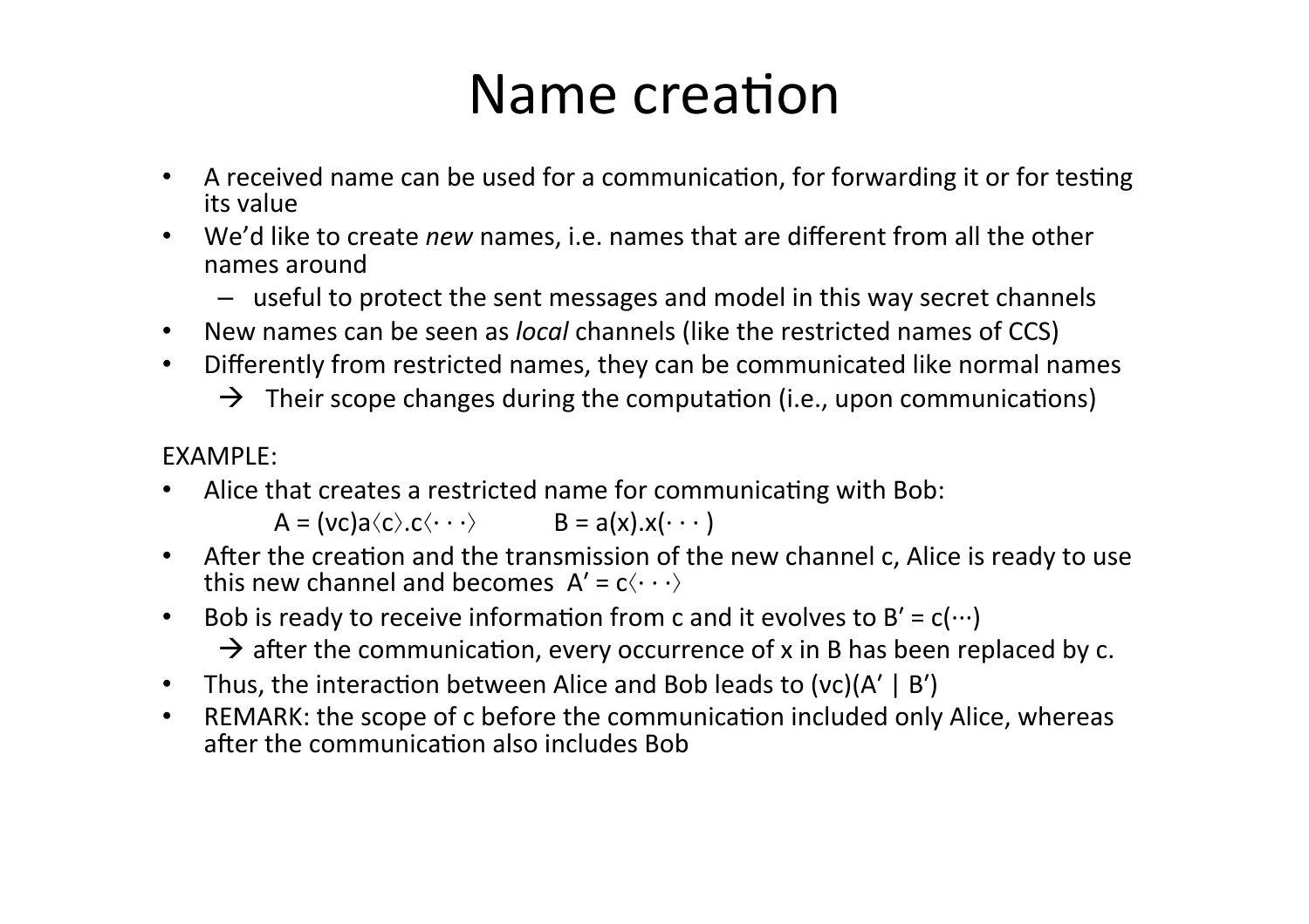# Name creation

- A received name can be used for a communication, for forwarding it or for testing its value
- We'd like to create *new* names, i.e. names that are different from all the other names around
  - useful to protect the sent messages and model in this way secret channels
- New names can be seen as *local* channels (like the restricted names of CCS)
- Differently from restricted names, they can be communicated like normal names
  - → Their scope changes during the computation (i.e., upon communications)

EXAMPLE:

- Alice that creates a restricted name for communicating with Bob:

  $A = (\nu c)\bar{a}\langle c\rangle.\bar{c}\langle\cdots\rangle$ $\quad\quad$ $B = a(x).x(\cdots)$

- After the creation and the transmission of the new channel c, Alice is ready to use this new channel and becomes $A' = \bar{c}\langle\cdots\rangle$
- Bob is ready to receive information from c and it evolves to $B' = c(\cdots)$
  - → after the communication, every occurrence of x in B has been replaced by c.
- Thus, the interaction between Alice and Bob leads to $(\nu c)(A' \mid B')$
- REMARK: the scope of c before the communication included only Alice, whereas after the communication also includes Bob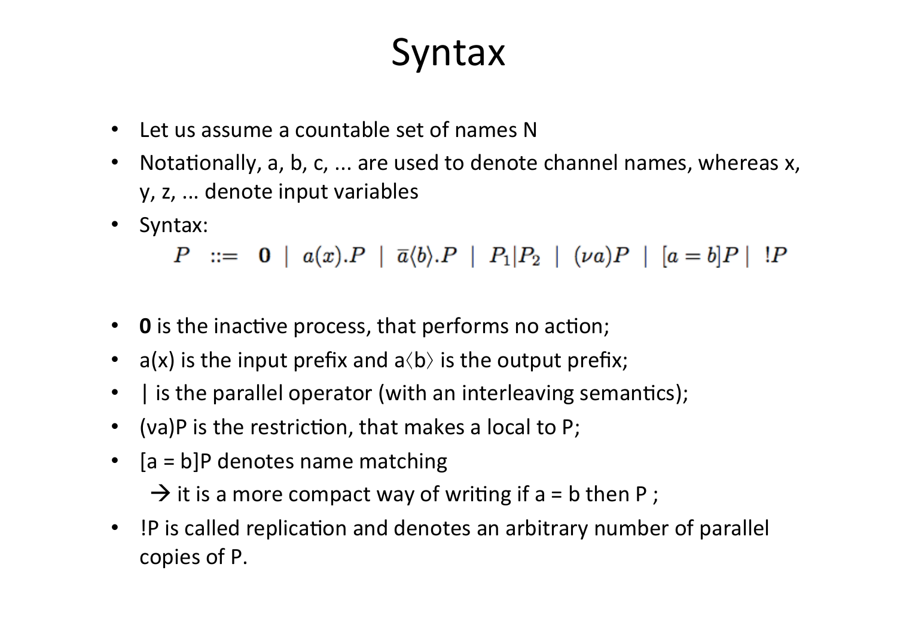# Syntax

- Let us assume a countable set of names N
- Notationally, a, b, c, ... are used to denote channel names, whereas x, y, z, ... denote input variables
- Syntax:

$$P \ ::= \ \mathbf{0} \ | \ a(x).P \ | \ \overline{a}\langle b \rangle.P \ | \ P_1|P_2 \ | \ (\nu a)P \ | \ [a = b]P \ | \ !P$$

- **0** is the inactive process, that performs no action;
- a(x) is the input prefix and a⟨b⟩ is the output prefix;
- | is the parallel operator (with an interleaving semantics);
- (va)P is the restriction, that makes a local to P;
- [a = b]P denotes name matching
  → it is a more compact way of writing if a = b then P ;
- !P is called replication and denotes an arbitrary number of parallel copies of P.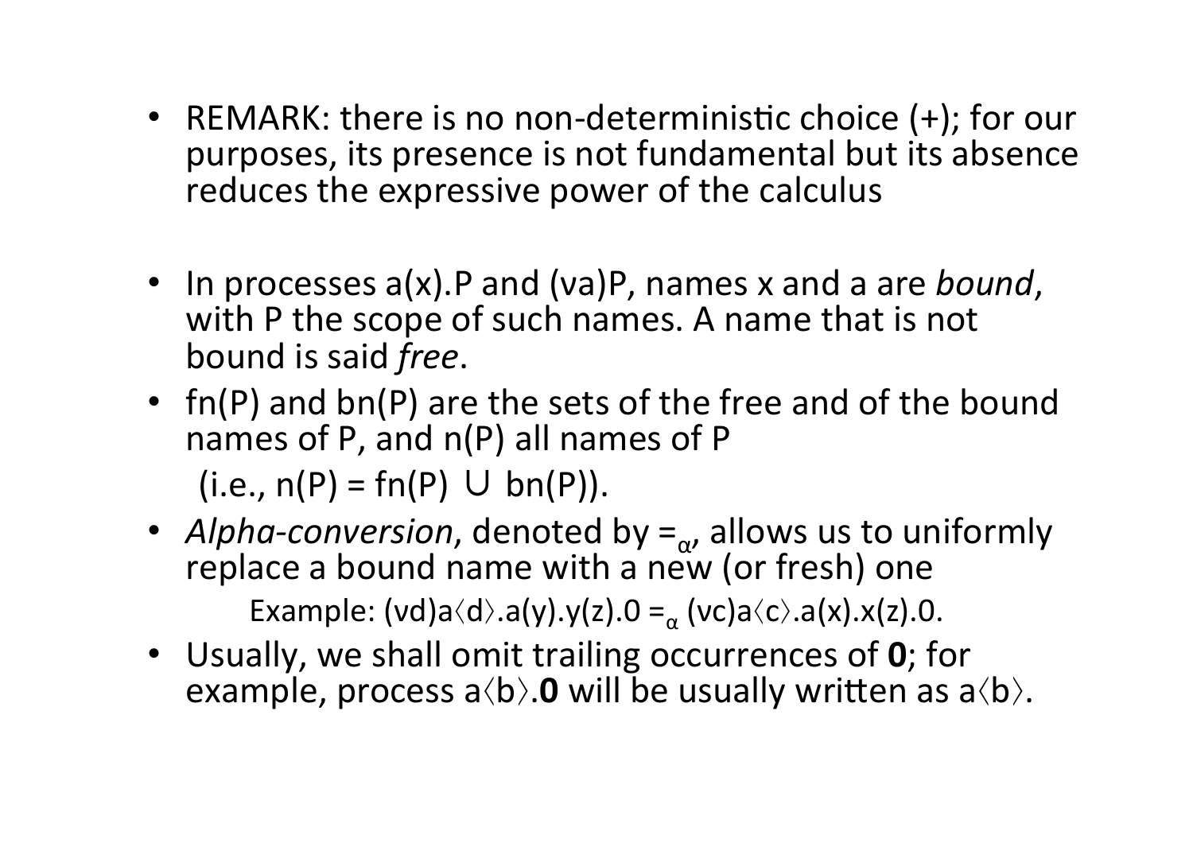- REMARK: there is no non-deterministic choice (+); for our purposes, its presence is not fundamental but its absence reduces the expressive power of the calculus

- In processes a(x).P and (νa)P, names x and a are *bound*, with P the scope of such names. A name that is not bound is said *free*.
- fn(P) and bn(P) are the sets of the free and of the bound names of P, and n(P) all names of P

  (i.e., $n(P) = fn(P) \cup bn(P)$).
- *Alpha-conversion*, denoted by $=_\alpha$, allows us to uniformly replace a bound name with a new (or fresh) one

  Example: $(\nu d)a\langle d\rangle.a(y).y(z).0 =_\alpha (\nu c)a\langle c\rangle.a(x).x(z).0$.
- Usually, we shall omit trailing occurrences of **0**; for example, process $a\langle b\rangle.\mathbf{0}$ will be usually written as $a\langle b\rangle$.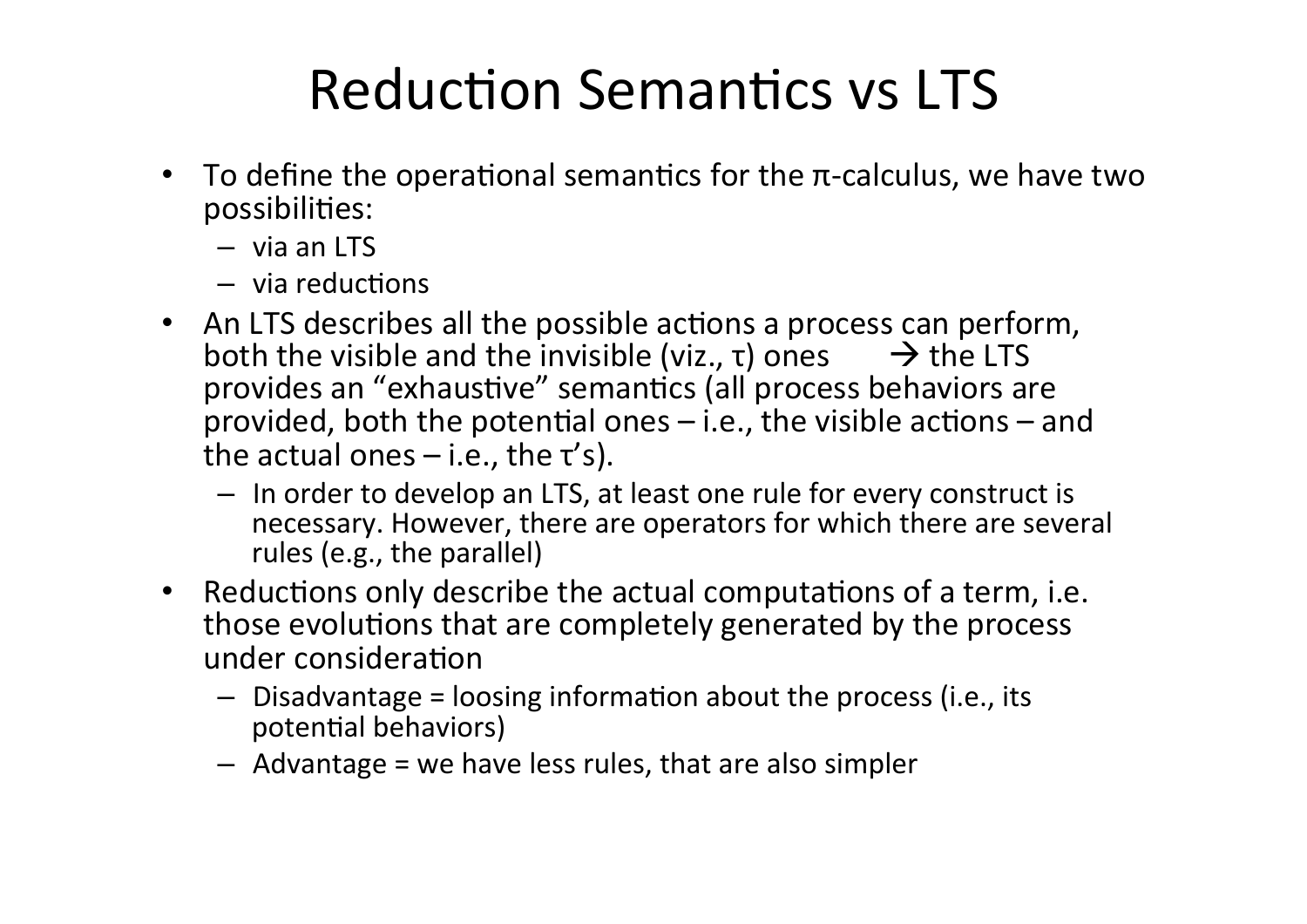# Reduction Semantics vs LTS

- To define the operational semantics for the π-calculus, we have two possibilities:
  - via an LTS
  - via reductions
- An LTS describes all the possible actions a process can perform, both the visible and the invisible (viz., τ) ones → the LTS provides an "exhaustive" semantics (all process behaviors are provided, both the potential ones – i.e., the visible actions – and the actual ones – i.e., the τ's).
  - In order to develop an LTS, at least one rule for every construct is necessary. However, there are operators for which there are several rules (e.g., the parallel)
- Reductions only describe the actual computations of a term, i.e. those evolutions that are completely generated by the process under consideration
  - Disadvantage = loosing information about the process (i.e., its potential behaviors)
  - Advantage = we have less rules, that are also simpler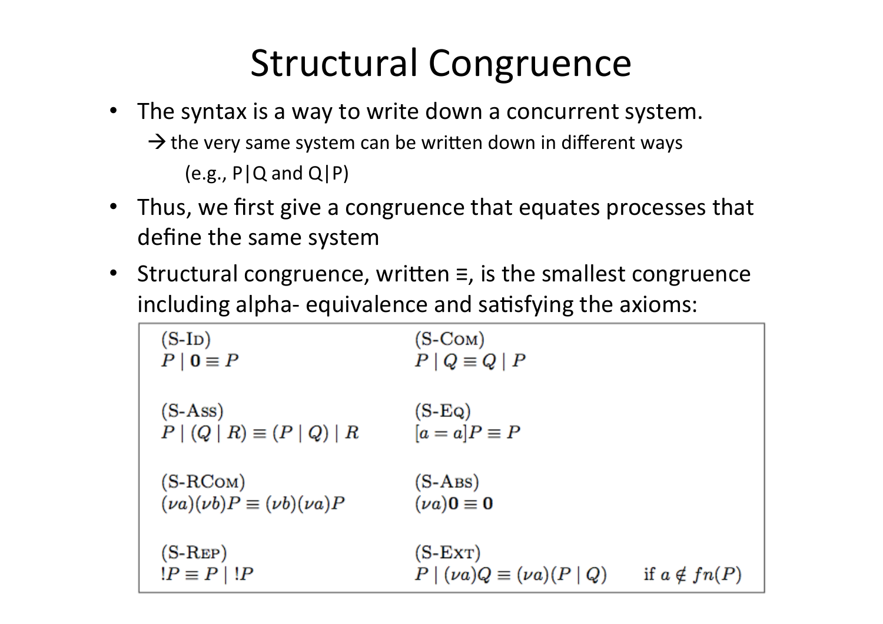# Structural Congruence

- The syntax is a way to write down a concurrent system.
  - → the very same system can be written down in different ways
    - (e.g., P|Q and Q|P)
- Thus, we first give a congruence that equates processes that define the same system
- Structural congruence, written ≡, is the smallest congruence including alpha- equivalence and satisfying the axioms:

| | |
|---|---|
| (S-ID) $P \mid \mathbf{0} \equiv P$ | (S-COM) $P \mid Q \equiv Q \mid P$ |
| (S-ASS) $P \mid (Q \mid R) \equiv (P \mid Q) \mid R$ | (S-EQ) $[a = a]P \equiv P$ |
| (S-RCOM) $(\nu a)(\nu b)P \equiv (\nu b)(\nu a)P$ | (S-ABS) $(\nu a)\mathbf{0} \equiv \mathbf{0}$ |
| (S-REP) $!P \equiv P \mid !P$ | (S-EXT) $P \mid (\nu a)Q \equiv (\nu a)(P \mid Q)$ if $a \notin fn(P)$ |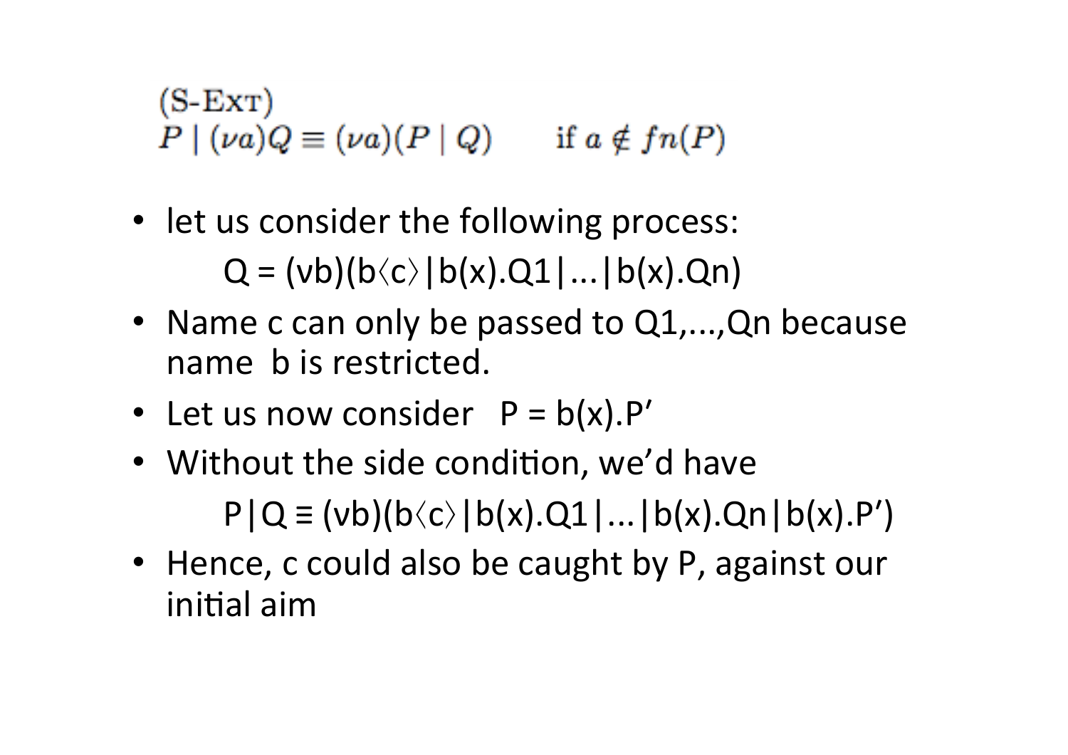(S-EXT)
$P \mid (\nu a)Q \equiv (\nu a)(P \mid Q) \qquad \text{if } a \notin fn(P)$

- let us consider the following process:

  $Q = (\nu b)(b\langle c\rangle \mid b(x).Q1 \mid \ldots \mid b(x).Qn)$

- Name c can only be passed to Q1,...,Qn because name b is restricted.
- Let us now consider $P = b(x).P'$
- Without the side condition, we'd have

  $P \mid Q \equiv (\nu b)(b\langle c\rangle \mid b(x).Q1 \mid \ldots \mid b(x).Qn \mid b(x).P')$

- Hence, c could also be caught by P, against our initial aim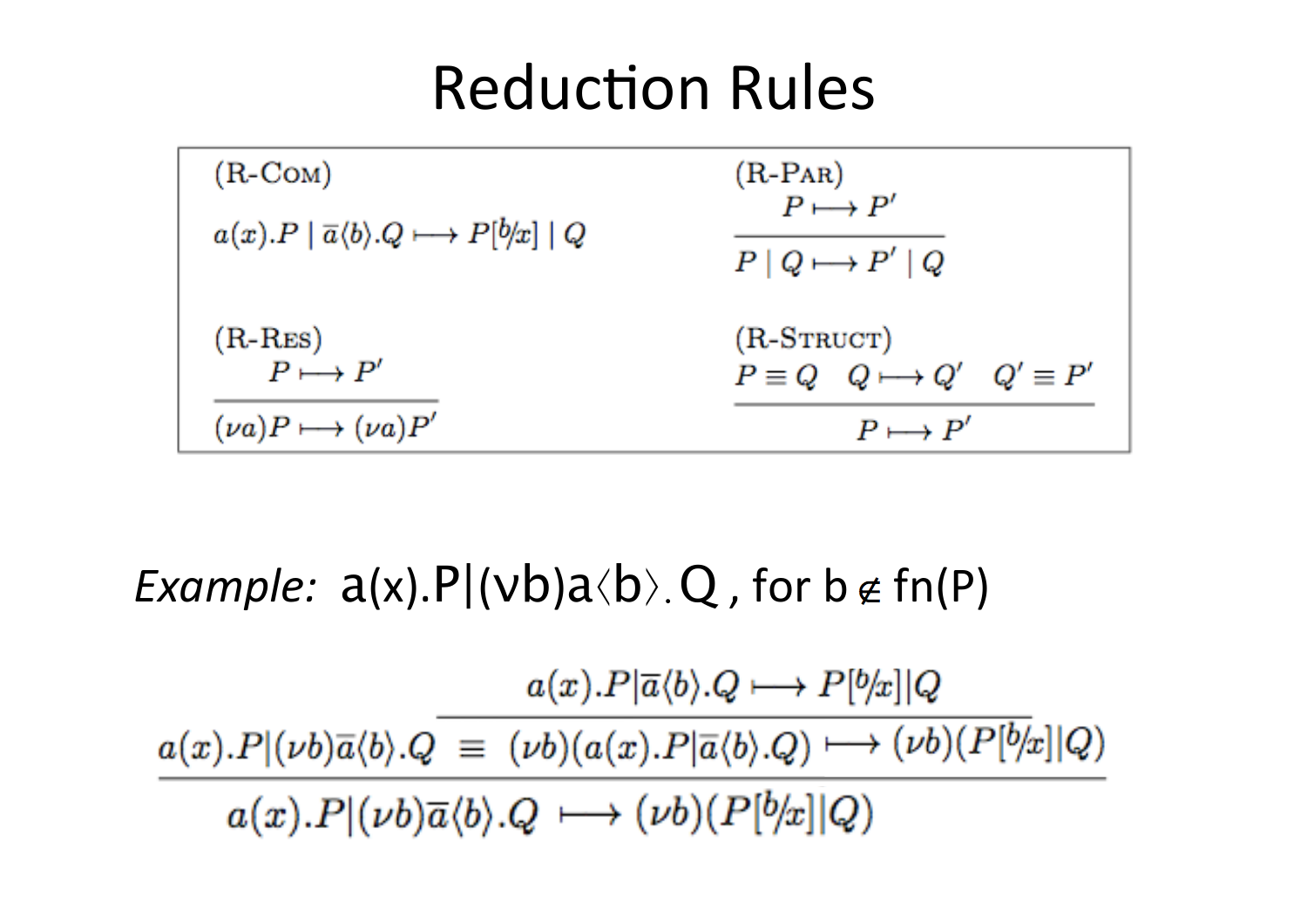# Reduction Rules

(R-Com)

$$a(x).P \mid \overline{a}\langle b\rangle.Q \longmapsto P[^b/_x] \mid Q$$

(R-Par)

$$\frac{P \longmapsto P'}{P \mid Q \longmapsto P' \mid Q}$$

(R-Res)

$$\frac{P \longmapsto P'}{(\nu a)P \longmapsto (\nu a)P'}$$

(R-Struct)

$$\frac{P \equiv Q \quad Q \longmapsto Q' \quad Q' \equiv P'}{P \longmapsto P'}$$

*Example:* $a(x).P|(\nu b)a\langle b\rangle.Q$ , for $b \notin fn(P)$

$$\frac{a(x).P|(\nu b)\overline{a}\langle b\rangle.Q \;\equiv\; \dfrac{a(x).P|\overline{a}\langle b\rangle.Q \longmapsto P[^b/_x]|Q}{(\nu b)(a(x).P|\overline{a}\langle b\rangle.Q) \longmapsto (\nu b)(P[^b/_x]|Q)}}{a(x).P|(\nu b)\overline{a}\langle b\rangle.Q \longmapsto (\nu b)(P[^b/_x]|Q)}$$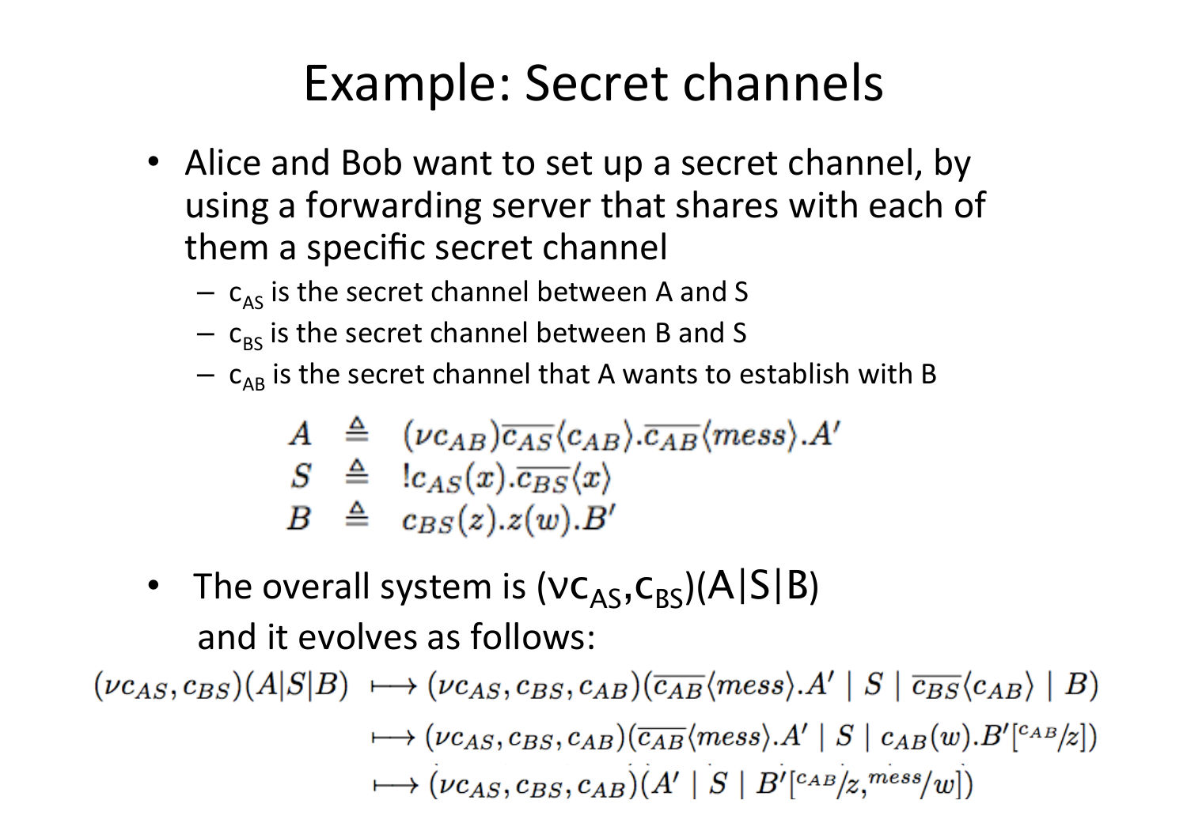# Example: Secret channels

- Alice and Bob want to set up a secret channel, by using a forwarding server that shares with each of them a specific secret channel
  - $c_{AS}$ is the secret channel between A and S
  - $c_{BS}$ is the secret channel between B and S
  - $c_{AB}$ is the secret channel that A wants to establish with B

$$
\begin{array}{rcl}
A & \triangleq & (\nu c_{AB})\overline{c_{AS}}\langle c_{AB}\rangle.\overline{c_{AB}}\langle mess\rangle.A' \\
S & \triangleq & !c_{AS}(x).\overline{c_{BS}}\langle x\rangle \\
B & \triangleq & c_{BS}(z).z(w).B'
\end{array}
$$

- The overall system is $(\nu c_{AS}, c_{BS})(A|S|B)$ and it evolves as follows:

$$
\begin{array}{rl}
(\nu c_{AS}, c_{BS})(A|S|B) & \longmapsto (\nu c_{AS}, c_{BS}, c_{AB})(\overline{c_{AB}}\langle mess\rangle.A' \mid S \mid \overline{c_{BS}}\langle c_{AB}\rangle \mid B) \\
& \longmapsto (\nu c_{AS}, c_{BS}, c_{AB})(\overline{c_{AB}}\langle mess\rangle.A' \mid S \mid c_{AB}(w).B'[^{c_{AB}}/_{z}]) \\
& \longmapsto (\nu c_{AS}, c_{BS}, c_{AB})(A' \mid S \mid B'[^{c_{AB}}/_{z}, ^{mess}/_{w}])
\end{array}
$$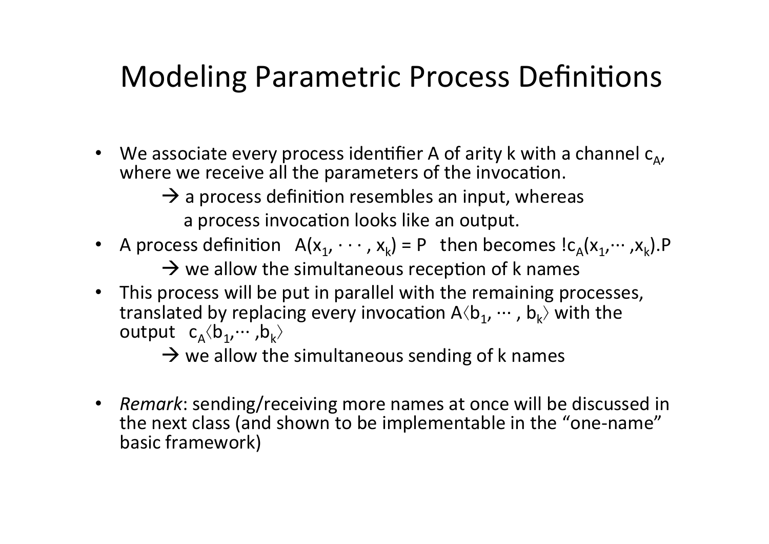# Modeling Parametric Process Definitions

- We associate every process identifier A of arity k with a channel $c_A$, where we receive all the parameters of the invocation.
  - → a process definition resembles an input, whereas a process invocation looks like an output.
- A process definition $A(x_1, \cdots, x_k) = P$ then becomes $!c_A(x_1, \cdots, x_k).P$
  - → we allow the simultaneous reception of k names
- This process will be put in parallel with the remaining processes, translated by replacing every invocation $A\langle b_1, \cdots, b_k\rangle$ with the output $c_A\langle b_1, \cdots, b_k\rangle$
  - → we allow the simultaneous sending of k names
- *Remark*: sending/receiving more names at once will be discussed in the next class (and shown to be implementable in the "one-name" basic framework)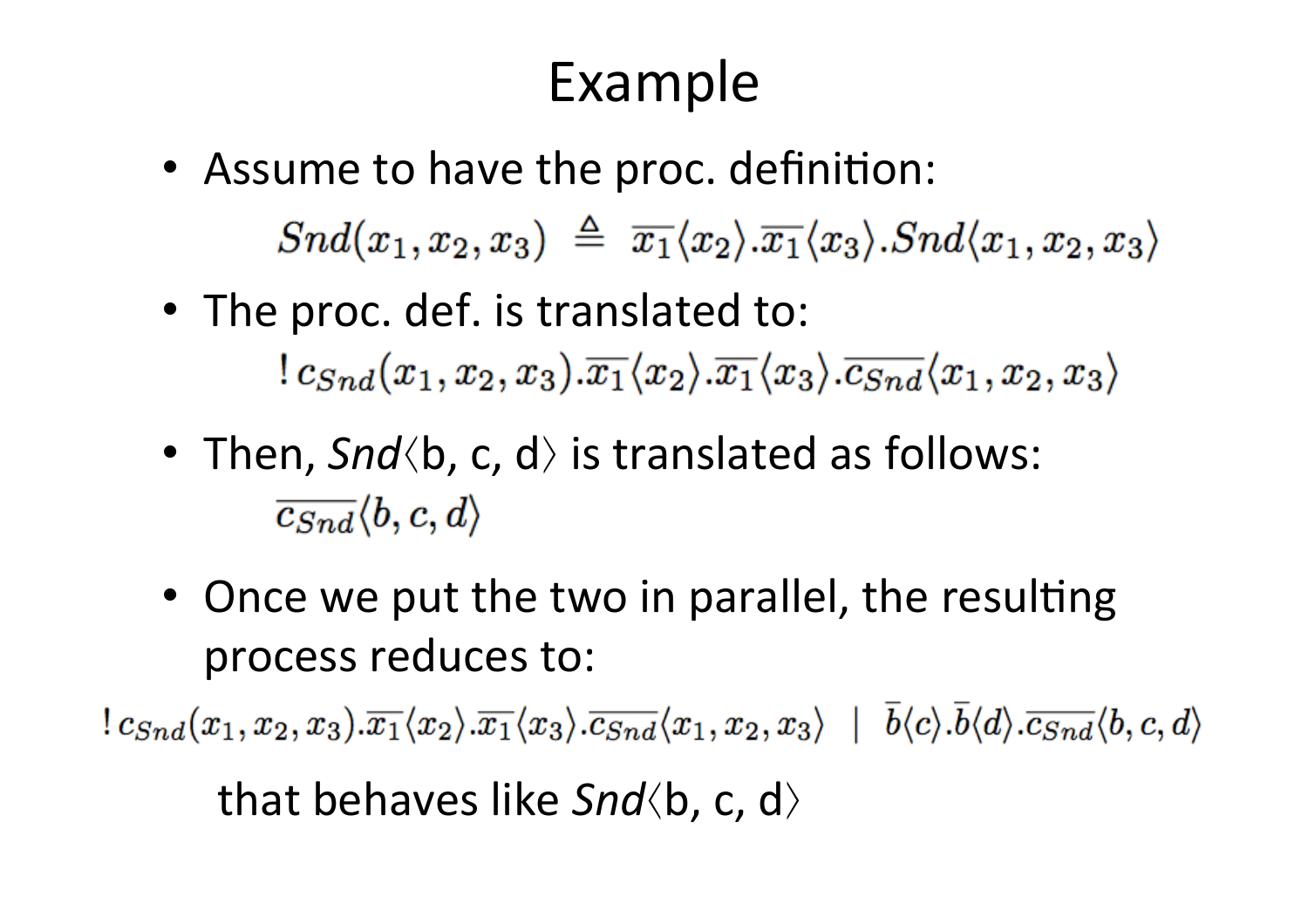# Example

- Assume to have the proc. definition:

$$Snd(x_1, x_2, x_3) \triangleq \overline{x_1}\langle x_2\rangle.\overline{x_1}\langle x_3\rangle.Snd\langle x_1, x_2, x_3\rangle$$

- The proc. def. is translated to:

$$!\, c_{Snd}(x_1, x_2, x_3).\overline{x_1}\langle x_2\rangle.\overline{x_1}\langle x_3\rangle.\overline{c_{Snd}}\langle x_1, x_2, x_3\rangle$$

- Then, *Snd*⟨b, c, d⟩ is translated as follows:

$$\overline{c_{Snd}}\langle b, c, d\rangle$$

- Once we put the two in parallel, the resulting process reduces to:

$$!\, c_{Snd}(x_1, x_2, x_3).\overline{x_1}\langle x_2\rangle.\overline{x_1}\langle x_3\rangle.\overline{c_{Snd}}\langle x_1, x_2, x_3\rangle \;\mid\; \overline{b}\langle c\rangle.\overline{b}\langle d\rangle.\overline{c_{Snd}}\langle b, c, d\rangle$$

that behaves like *Snd*⟨b, c, d⟩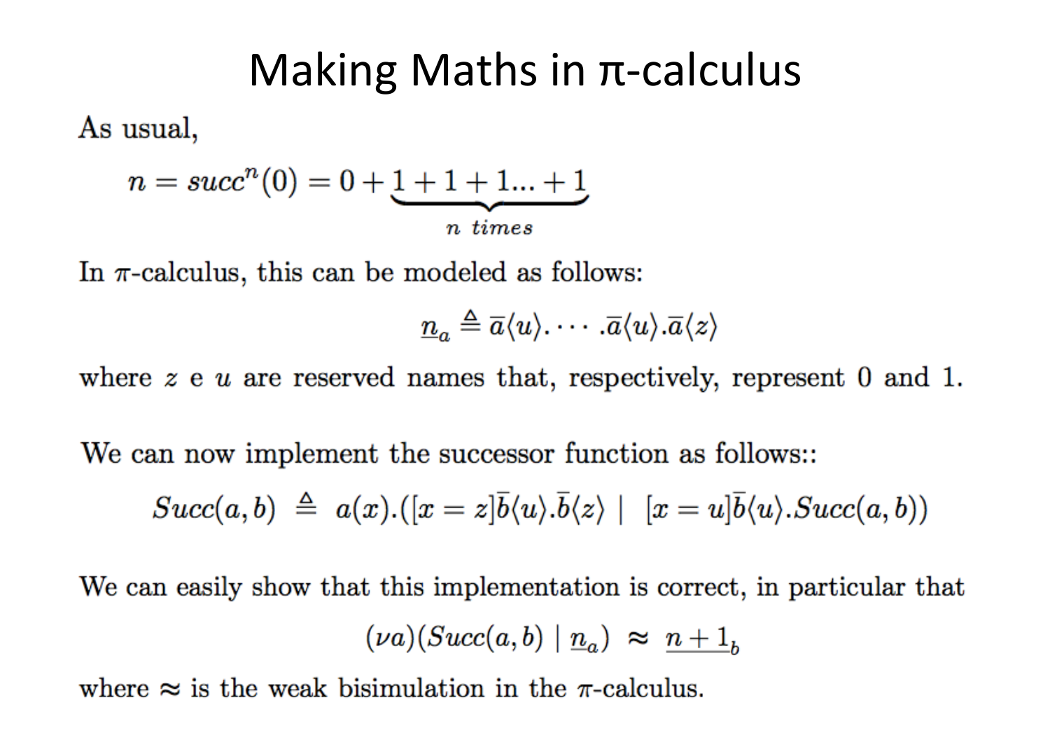# Making Maths in π-calculus

As usual,

$$n = succ^n(0) = 0 + \underbrace{1 + 1 + 1 ... + 1}_{n\ times}$$

In $\pi$-calculus, this can be modeled as follows:

$$\underline{n}_a \triangleq \overline{a}\langle u \rangle. \cdots .\overline{a}\langle u \rangle.\overline{a}\langle z \rangle$$

where $z$ e $u$ are reserved names that, respectively, represent 0 and 1.

We can now implement the successor function as follows::

$$Succ(a, b) \triangleq a(x).([x = z]\overline{b}\langle u \rangle.\overline{b}\langle z \rangle \mid [x = u]\overline{b}\langle u \rangle.Succ(a, b))$$

We can easily show that this implementation is correct, in particular that

$$(\nu a)(Succ(a, b) \mid \underline{n}_a) \approx \underline{n+1}_b$$

where $\approx$ is the weak bisimulation in the $\pi$-calculus.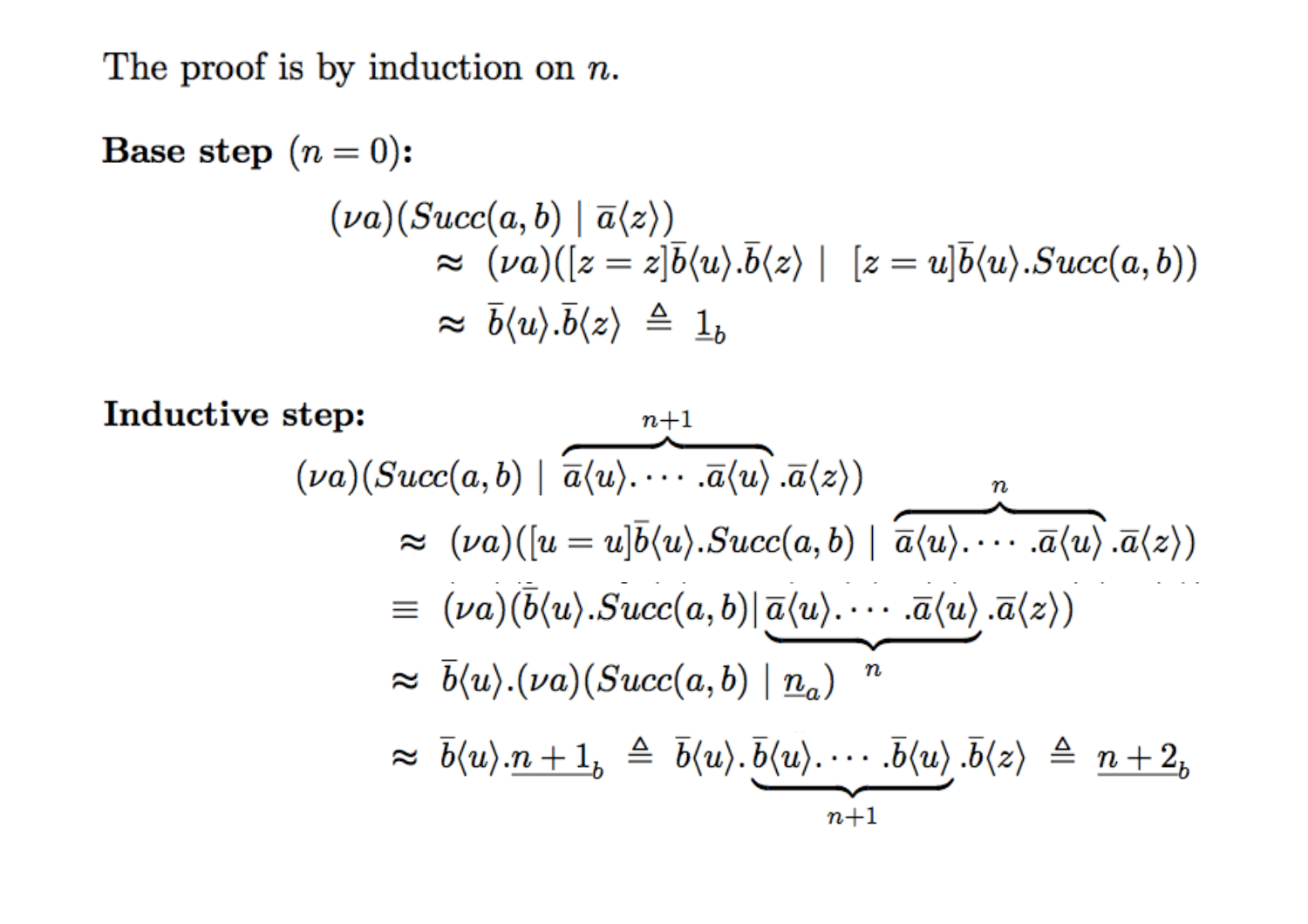The proof is by induction on $n$.

**Base step** ($n = 0$):

$$
\begin{aligned}
&(\nu a)(Succ(a,b) \mid \overline{a}\langle z\rangle) \\
&\quad \approx\ (\nu a)([z = z]\overline{b}\langle u\rangle.\overline{b}\langle z\rangle \mid\ [z = u]\overline{b}\langle u\rangle.Succ(a,b)) \\
&\quad \approx\ \overline{b}\langle u\rangle.\overline{b}\langle z\rangle \triangleq \underline{1}_b
\end{aligned}
$$

**Inductive step:**

$$
\begin{aligned}
&(\nu a)(Succ(a,b) \mid \overbrace{\overline{a}\langle u\rangle.\cdots.\overline{a}\langle u\rangle}^{n+1}.\overline{a}\langle z\rangle) \\
&\quad \approx\ (\nu a)([u = u]\overline{b}\langle u\rangle.Succ(a,b) \mid \overbrace{\overline{a}\langle u\rangle.\cdots.\overline{a}\langle u\rangle}^{n}.\overline{a}\langle z\rangle) \\
&\quad \equiv\ (\nu a)(\overline{b}\langle u\rangle.Succ(a,b) \mid \underbrace{\overline{a}\langle u\rangle.\cdots.\overline{a}\langle u\rangle}_{n}.\overline{a}\langle z\rangle) \\
&\quad \approx\ \overline{b}\langle u\rangle.(\nu a)(Succ(a,b) \mid \underline{n}_a) \\
&\quad \approx\ \overline{b}\langle u\rangle.\underline{n+1}_b \triangleq \overline{b}\langle u\rangle.\underbrace{\overline{b}\langle u\rangle.\cdots.\overline{b}\langle u\rangle}_{n+1}.\overline{b}\langle z\rangle \triangleq \underline{n+2}_b
\end{aligned}
$$